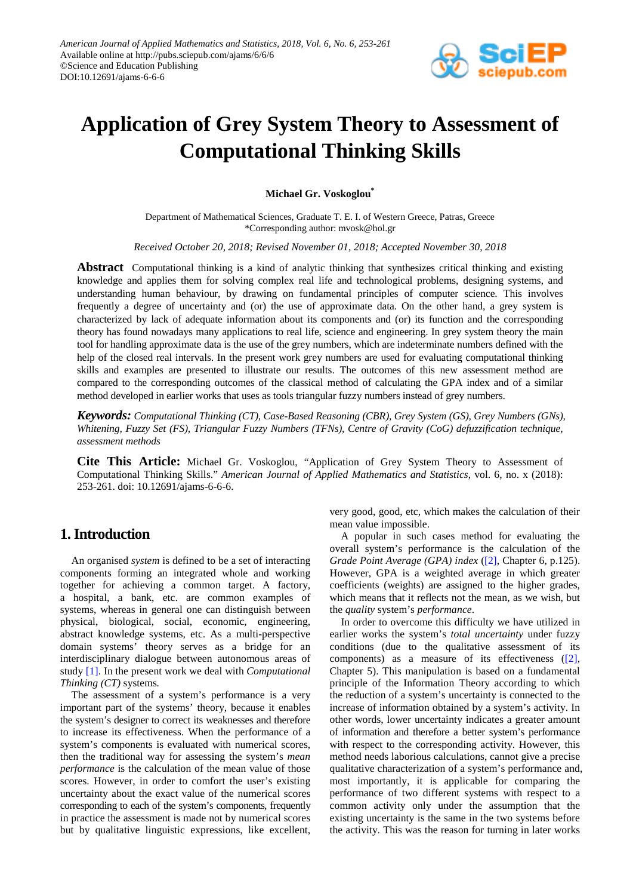# Application of Grey System Theory to Assessment of Computational Thinking Skills

**Michael Gr. Voskoglou***

Department of Mathematical Sciences, Graduate T. E. I. of Western Greece, Patras, Greece
*Corresponding author: mvosk@hol.gr

*Received October 20, 2018; Revised November 01, 2018; Accepted November 30, 2018*

**Abstract** Computational thinking is a kind of analytic thinking that synthesizes critical thinking and existing knowledge and applies them for solving complex real life and technological problems, designing systems, and understanding human behaviour, by drawing on fundamental principles of computer science. This involves frequently a degree of uncertainty and (or) the use of approximate data. On the other hand, a grey system is characterized by lack of adequate information about its components and (or) its function and the corresponding theory has found nowadays many applications to real life, science and engineering. In grey system theory the main tool for handling approximate data is the use of the grey numbers, which are indeterminate numbers defined with the help of the closed real intervals. In the present work grey numbers are used for evaluating computational thinking skills and examples are presented to illustrate our results. The outcomes of this new assessment method are compared to the corresponding outcomes of the classical method of calculating the GPA index and of a similar method developed in earlier works that uses as tools triangular fuzzy numbers instead of grey numbers.

***Keywords:*** *Computational Thinking (CT), Case-Based Reasoning (CBR), Grey System (GS), Grey Numbers (GNs), Whitening, Fuzzy Set (FS), Triangular Fuzzy Numbers (TFNs), Centre of Gravity (CoG) defuzzification technique, assessment methods*

**Cite This Article:** Michael Gr. Voskoglou, "Application of Grey System Theory to Assessment of Computational Thinking Skills." *American Journal of Applied Mathematics and Statistics*, vol. 6, no. x (2018): 253-261. doi: 10.12691/ajams-6-6-6.

## 1. Introduction

An organised *system* is defined to be a set of interacting components forming an integrated whole and working together for achieving a common target. A factory, a hospital, a bank, etc. are common examples of systems, whereas in general one can distinguish between physical, biological, social, economic, engineering, abstract knowledge systems, etc. As a multi-perspective domain systems' theory serves as a bridge for an interdisciplinary dialogue between autonomous areas of study [1]. In the present work we deal with *Computational Thinking (CT)* systems.

The assessment of a system's performance is a very important part of the systems' theory, because it enables the system's designer to correct its weaknesses and therefore to increase its effectiveness. When the performance of a system's components is evaluated with numerical scores, then the traditional way for assessing the system's *mean performance* is the calculation of the mean value of those scores. However, in order to comfort the user's existing uncertainty about the exact value of the numerical scores corresponding to each of the system's components, frequently in practice the assessment is made not by numerical scores but by qualitative linguistic expressions, like excellent, very good, good, etc, which makes the calculation of their mean value impossible.

A popular in such cases method for evaluating the overall system's performance is the calculation of the *Grade Point Average (GPA) index* ([2], Chapter 6, p.125). However, GPA is a weighted average in which greater coefficients (weights) are assigned to the higher grades, which means that it reflects not the mean, as we wish, but the *quality* system's *performance*.

In order to overcome this difficulty we have utilized in earlier works the system's *total uncertainty* under fuzzy conditions (due to the qualitative assessment of its components) as a measure of its effectiveness ([2], Chapter 5). This manipulation is based on a fundamental principle of the Information Theory according to which the reduction of a system's uncertainty is connected to the increase of information obtained by a system's activity. In other words, lower uncertainty indicates a greater amount of information and therefore a better system's performance with respect to the corresponding activity. However, this method needs laborious calculations, cannot give a precise qualitative characterization of a system's performance and, most importantly, it is applicable for comparing the performance of two different systems with respect to a common activity only under the assumption that the existing uncertainty is the same in the two systems before the activity. This was the reason for turning in later works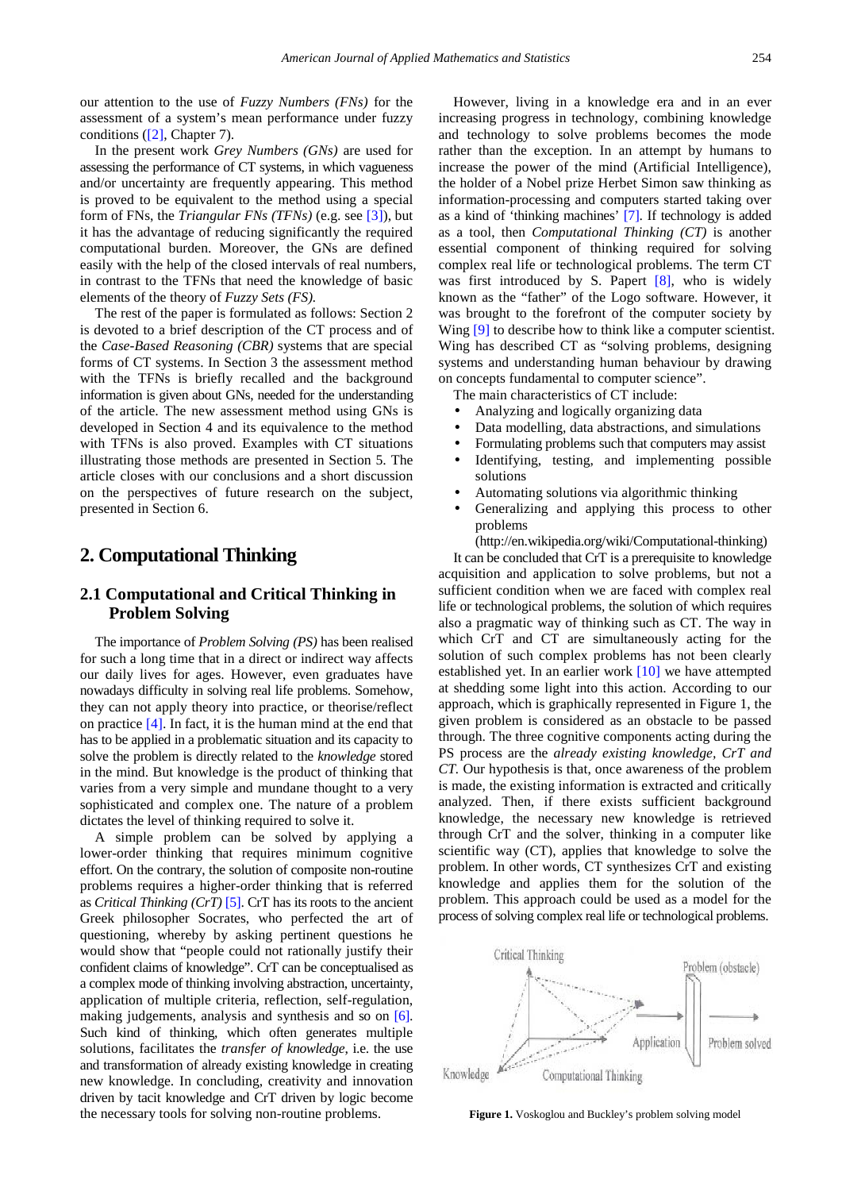our attention to the use of *Fuzzy Numbers (FNs)* for the assessment of a system's mean performance under fuzzy conditions ([2], Chapter 7).

In the present work *Grey Numbers (GNs)* are used for assessing the performance of CT systems, in which vagueness and/or uncertainty are frequently appearing. This method is proved to be equivalent to the method using a special form of FNs, the *Triangular FNs (TFNs)* (e.g. see [3]), but it has the advantage of reducing significantly the required computational burden. Moreover, the GNs are defined easily with the help of the closed intervals of real numbers, in contrast to the TFNs that need the knowledge of basic elements of the theory of *Fuzzy Sets (FS)*.

The rest of the paper is formulated as follows: Section 2 is devoted to a brief description of the CT process and of the *Case-Based Reasoning (CBR)* systems that are special forms of CT systems. In Section 3 the assessment method with the TFNs is briefly recalled and the background information is given about GNs, needed for the understanding of the article. The new assessment method using GNs is developed in Section 4 and its equivalence to the method with TFNs is also proved. Examples with CT situations illustrating those methods are presented in Section 5. The article closes with our conclusions and a short discussion on the perspectives of future research on the subject, presented in Section 6.

## 2. Computational Thinking

### 2.1 Computational and Critical Thinking in Problem Solving

The importance of *Problem Solving (PS)* has been realised for such a long time that in a direct or indirect way affects our daily lives for ages. However, even graduates have nowadays difficulty in solving real life problems. Somehow, they can not apply theory into practice, or theorise/reflect on practice [4]. In fact, it is the human mind at the end that has to be applied in a problematic situation and its capacity to solve the problem is directly related to the *knowledge* stored in the mind. But knowledge is the product of thinking that varies from a very simple and mundane thought to a very sophisticated and complex one. The nature of a problem dictates the level of thinking required to solve it.

A simple problem can be solved by applying a lower-order thinking that requires minimum cognitive effort. On the contrary, the solution of composite non-routine problems requires a higher-order thinking that is referred as *Critical Thinking (CrT)* [5]. CrT has its roots to the ancient Greek philosopher Socrates, who perfected the art of questioning, whereby by asking pertinent questions he would show that "people could not rationally justify their confident claims of knowledge". CrT can be conceptualised as a complex mode of thinking involving abstraction, uncertainty, application of multiple criteria, reflection, self-regulation, making judgements, analysis and synthesis and so on [6]. Such kind of thinking, which often generates multiple solutions, facilitates the *transfer of knowledge*, i.e. the use and transformation of already existing knowledge in creating new knowledge. In concluding, creativity and innovation driven by tacit knowledge and CrT driven by logic become the necessary tools for solving non-routine problems.

However, living in a knowledge era and in an ever increasing progress in technology, combining knowledge and technology to solve problems becomes the mode rather than the exception. In an attempt by humans to increase the power of the mind (Artificial Intelligence), the holder of a Nobel prize Herbet Simon saw thinking as information-processing and computers started taking over as a kind of 'thinking machines' [7]. If technology is added as a tool, then *Computational Thinking (CT)* is another essential component of thinking required for solving complex real life or technological problems. The term CT was first introduced by S. Papert [8], who is widely known as the "father" of the Logo software. However, it was brought to the forefront of the computer society by Wing [9] to describe how to think like a computer scientist. Wing has described CT as "solving problems, designing systems and understanding human behaviour by drawing on concepts fundamental to computer science".

The main characteristics of CT include:

- Analyzing and logically organizing data
- Data modelling, data abstractions, and simulations
- Formulating problems such that computers may assist
- Identifying, testing, and implementing possible solutions
- Automating solutions via algorithmic thinking
- Generalizing and applying this process to other problems

(http://en.wikipedia.org/wiki/Computational-thinking)

It can be concluded that CrT is a prerequisite to knowledge acquisition and application to solve problems, but not a sufficient condition when we are faced with complex real life or technological problems, the solution of which requires also a pragmatic way of thinking such as CT. The way in which CrT and CT are simultaneously acting for the solution of such complex problems has not been clearly established yet. In an earlier work [10] we have attempted at shedding some light into this action. According to our approach, which is graphically represented in Figure 1, the given problem is considered as an obstacle to be passed through. The three cognitive components acting during the PS process are the *already existing knowledge, CrT and CT*. Our hypothesis is that, once awareness of the problem is made, the existing information is extracted and critically analyzed. Then, if there exists sufficient background knowledge, the necessary new knowledge is retrieved through CrT and the solver, thinking in a computer like scientific way (CT), applies that knowledge to solve the problem. In other words, CT synthesizes CrT and existing knowledge and applies them for the solution of the problem. This approach could be used as a model for the process of solving complex real life or technological problems.

**Figure 1.** Voskoglou and Buckley's problem solving model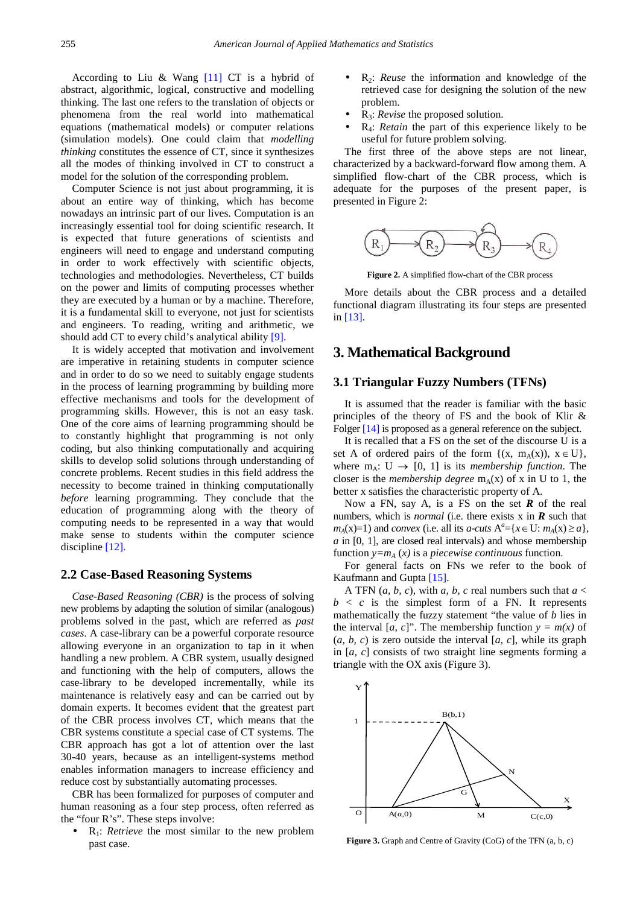According to Liu & Wang [11] CT is a hybrid of abstract, algorithmic, logical, constructive and modelling thinking. The last one refers to the translation of objects or phenomena from the real world into mathematical equations (mathematical models) or computer relations (simulation models). One could claim that *modelling thinking* constitutes the essence of CT, since it synthesizes all the modes of thinking involved in CT to construct a model for the solution of the corresponding problem.

Computer Science is not just about programming, it is about an entire way of thinking, which has become nowadays an intrinsic part of our lives. Computation is an increasingly essential tool for doing scientific research. It is expected that future generations of scientists and engineers will need to engage and understand computing in order to work effectively with scientific objects, technologies and methodologies. Nevertheless, CT builds on the power and limits of computing processes whether they are executed by a human or by a machine. Therefore, it is a fundamental skill to everyone, not just for scientists and engineers. To reading, writing and arithmetic, we should add CT to every child's analytical ability [9].

It is widely accepted that motivation and involvement are imperative in retaining students in computer science and in order to do so we need to suitably engage students in the process of learning programming by building more effective mechanisms and tools for the development of programming skills. However, this is not an easy task. One of the core aims of learning programming should be to constantly highlight that programming is not only coding, but also thinking computationally and acquiring skills to develop solid solutions through understanding of concrete problems. Recent studies in this field address the necessity to become trained in thinking computationally *before* learning programming. They conclude that the education of programming along with the theory of computing needs to be represented in a way that would make sense to students within the computer science discipline [12].

### 2.2 Case-Based Reasoning Systems

*Case-Based Reasoning (CBR)* is the process of solving new problems by adapting the solution of similar (analogous) problems solved in the past, which are referred as *past cases*. A case-library can be a powerful corporate resource allowing everyone in an organization to tap in it when handling a new problem. A CBR system, usually designed and functioning with the help of computers, allows the case-library to be developed incrementally, while its maintenance is relatively easy and can be carried out by domain experts. It becomes evident that the greatest part of the CBR process involves CT, which means that the CBR systems constitute a special case of CT systems. The CBR approach has got a lot of attention over the last 30-40 years, because as an intelligent-systems method enables information managers to increase efficiency and reduce cost by substantially automating processes.

CBR has been formalized for purposes of computer and human reasoning as a four step process, often referred as the "four R's". These steps involve:

- $R_1$: *Retrieve* the most similar to the new problem past case.
- $R_2$: *Reuse* the information and knowledge of the retrieved case for designing the solution of the new problem.
- $R_3$: *Revise* the proposed solution.
- $R_4$: *Retain* the part of this experience likely to be useful for future problem solving.

The first three of the above steps are not linear, characterized by a backward-forward flow among them. A simplified flow-chart of the CBR process, which is adequate for the purposes of the present paper, is presented in Figure 2:

**Figure 2.** A simplified flow-chart of the CBR process

More details about the CBR process and a detailed functional diagram illustrating its four steps are presented in [13].

## 3. Mathematical Background

### 3.1 Triangular Fuzzy Numbers (TFNs)

It is assumed that the reader is familiar with the basic principles of the theory of FS and the book of Klir & Folger [14] is proposed as a general reference on the subject.

It is recalled that a FS on the set of the discourse U is a set A of ordered pairs of the form $\{(x, m_A(x)), x \in U\}$, where $m_A: U \rightarrow [0, 1]$ is its *membership function*. The closer is the *membership degree* $m_A(x)$ of x in U to 1, the better x satisfies the characteristic property of A.

Now a FN, say A, is a FS on the set $\boldsymbol{R}$ of the real numbers, which is *normal* (i.e. there exists x in $\boldsymbol{R}$ such that $m_A(x)=1$) and *convex* (i.e. all its *a-cuts* $A^a=\{x \in U: m_A(x) \geq a\}$, *a* in [0, 1], are closed real intervals) and whose membership function $y=m_A(x)$ is a *piecewise continuous* function.

For general facts on FNs we refer to the book of Kaufmann and Gupta [15].

A TFN (*a*, *b*, *c*), with *a*, *b*, *c* real numbers such that $a < b < c$ is the simplest form of a FN. It represents mathematically the fuzzy statement "the value of *b* lies in the interval [*a*, *c*]". The membership function $y = m(x)$ of (*a*, *b*, *c*) is zero outside the interval [*a*, *c*], while its graph in [*a*, *c*] consists of two straight line segments forming a triangle with the OX axis (Figure 3).

**Figure 3.** Graph and Centre of Gravity (CoG) of the TFN (a, b, c)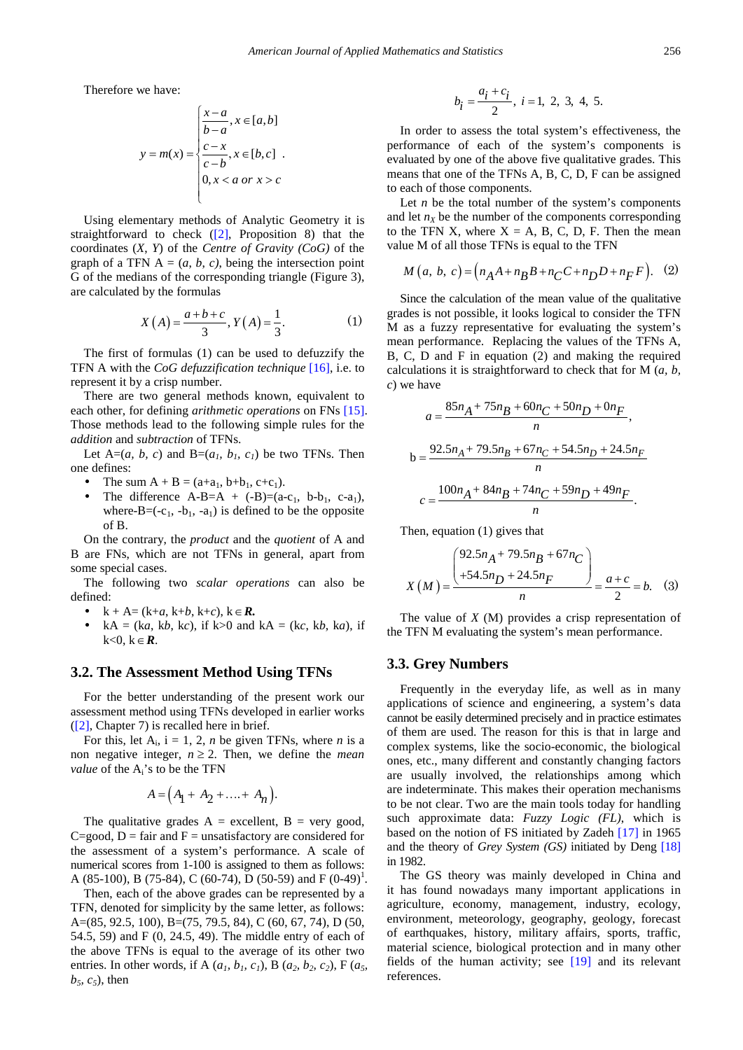Therefore we have:

$$y = m(x) = \begin{cases} \frac{x-a}{b-a}, x \in [a,b] \\ \frac{c-x}{c-b}, x \in [b,c] \\ 0, x < a \text{ or } x > c \end{cases}.$$

Using elementary methods of Analytic Geometry it is straightforward to check ([2], Proposition 8) that the coordinates (*X, Y*) of the *Centre of Gravity (CoG)* of the graph of a TFN A = (*a, b, c)*, being the intersection point G of the medians of the corresponding triangle (Figure 3), are calculated by the formulas

$$X(A) = \frac{a+b+c}{3}, Y(A) = \frac{1}{3}. \quad (1)$$

The first of formulas (1) can be used to defuzzify the TFN A with the *CoG defuzzification technique* [16], i.e. to represent it by a crisp number.

There are two general methods known, equivalent to each other, for defining *arithmetic operations* on FNs [15]. Those methods lead to the following simple rules for the *addition* and *subtraction* of TFNs.

Let A=(*a, b, c*) and B=($a_1$, $b_1$, $c_1$) be two TFNs. Then one defines:

- The sum A + B = (a+$a_1$, b+$b_1$, c+$c_1$).
- The difference A-B=A + (-B)=(a-$c_1$, b-$b_1$, c-$a_1$), where-B=(-$c_1$, -$b_1$, -$a_1$) is defined to be the opposite of B.

On the contrary, the *product* and the *quotient* of A and B are FNs, which are not TFNs in general, apart from some special cases.

The following two *scalar operations* can also be defined:

- k + A= (k+*a*, k+*b*, k+*c*), k$\in$***R***.
- kA = (k*a*, k*b*, k*c*), if k>0 and kA = (k*c*, k*b*, k*a*), if k<0, k$\in$***R***.

### 3.2. The Assessment Method Using TFNs

For the better understanding of the present work our assessment method using TFNs developed in earlier works ([2], Chapter 7) is recalled here in brief.

For this, let $A_i$, i = 1, 2, *n* be given TFNs, where *n* is a non negative integer, $n \geq 2$. Then, we define the *mean value* of the $A_i$'s to be the TFN

$$A = (A_1 + A_2 + .... + A_n).$$

The qualitative grades A = excellent, B = very good, C=good, D = fair and F = unsatisfactory are considered for the assessment of a system's performance. A scale of numerical scores from 1-100 is assigned to them as follows: A (85-100), B (75-84), C (60-74), D (50-59) and F (0-49)[1].

Then, each of the above grades can be represented by a TFN, denoted for simplicity by the same letter, as follows: A=(85, 92.5, 100), B=(75, 79.5, 84), C (60, 67, 74), D (50, 54.5, 59) and F (0, 24.5, 49). The middle entry of each of the above TFNs is equal to the average of its other two entries. In other words, if A ($a_1$, $b_1$, $c_1$), B ($a_2$, $b_2$, $c_2$), F ($a_5$, $b_5$, $c_5$), then

$$b_i = \frac{a_i + c_i}{2}, \; i = 1, \; 2, \; 3, \; 4, \; 5.$$

In order to assess the total system's effectiveness, the performance of each of the system's components is evaluated by one of the above five qualitative grades. This means that one of the TFNs A, B, C, D, F can be assigned to each of those components.

Let *n* be the total number of the system's components and let $n_X$ be the number of the components corresponding to the TFN X, where X = A, B, C, D, F. Then the mean value M of all those TFNs is equal to the TFN

$$M(a, \; b, \; c) = \left(n_A A + n_B B + n_C C + n_D D + n_F F\right). \quad (2)$$

Since the calculation of the mean value of the qualitative grades is not possible, it looks logical to consider the TFN M as a fuzzy representative for evaluating the system's mean performance. Replacing the values of the TFNs A, B, C, D and F in equation (2) and making the required calculations it is straightforward to check that for M (*a, b, c*) we have

$$a = \frac{85n_A + 75n_B + 60n_C + 50n_D + 0n_F}{n},$$

$$b = \frac{92.5n_A + 79.5n_B + 67n_C + 54.5n_D + 24.5n_F}{n}$$

$$c = \frac{100n_A + 84n_B + 74n_C + 59n_D + 49n_F}{n}.$$

Then, equation (1) gives that

$$X(M) = \frac{\begin{pmatrix} 92.5n_A + 79.5n_B + 67n_C \\ +54.5n_D + 24.5n_F \end{pmatrix}}{n} = \frac{a+c}{2} = b. \quad (3)$$

The value of *X* (M) provides a crisp representation of the TFN M evaluating the system's mean performance.

### 3.3. Grey Numbers

Frequently in the everyday life, as well as in many applications of science and engineering, a system's data cannot be easily determined precisely and in practice estimates of them are used. The reason for this is that in large and complex systems, like the socio-economic, the biological ones, etc., many different and constantly changing factors are usually involved, the relationships among which are indeterminate. This makes their operation mechanisms to be not clear. Two are the main tools today for handling such approximate data: *Fuzzy Logic (FL),* which is based on the notion of FS initiated by Zadeh [17] in 1965 and the theory of *Grey System (GS)* initiated by Deng [18] in 1982.

The GS theory was mainly developed in China and it has found nowadays many important applications in agriculture, economy, management, industry, ecology, environment, meteorology, geography, geology, forecast of earthquakes, history, military affairs, sports, traffic, material science, biological protection and in many other fields of the human activity; see [19] and its relevant references.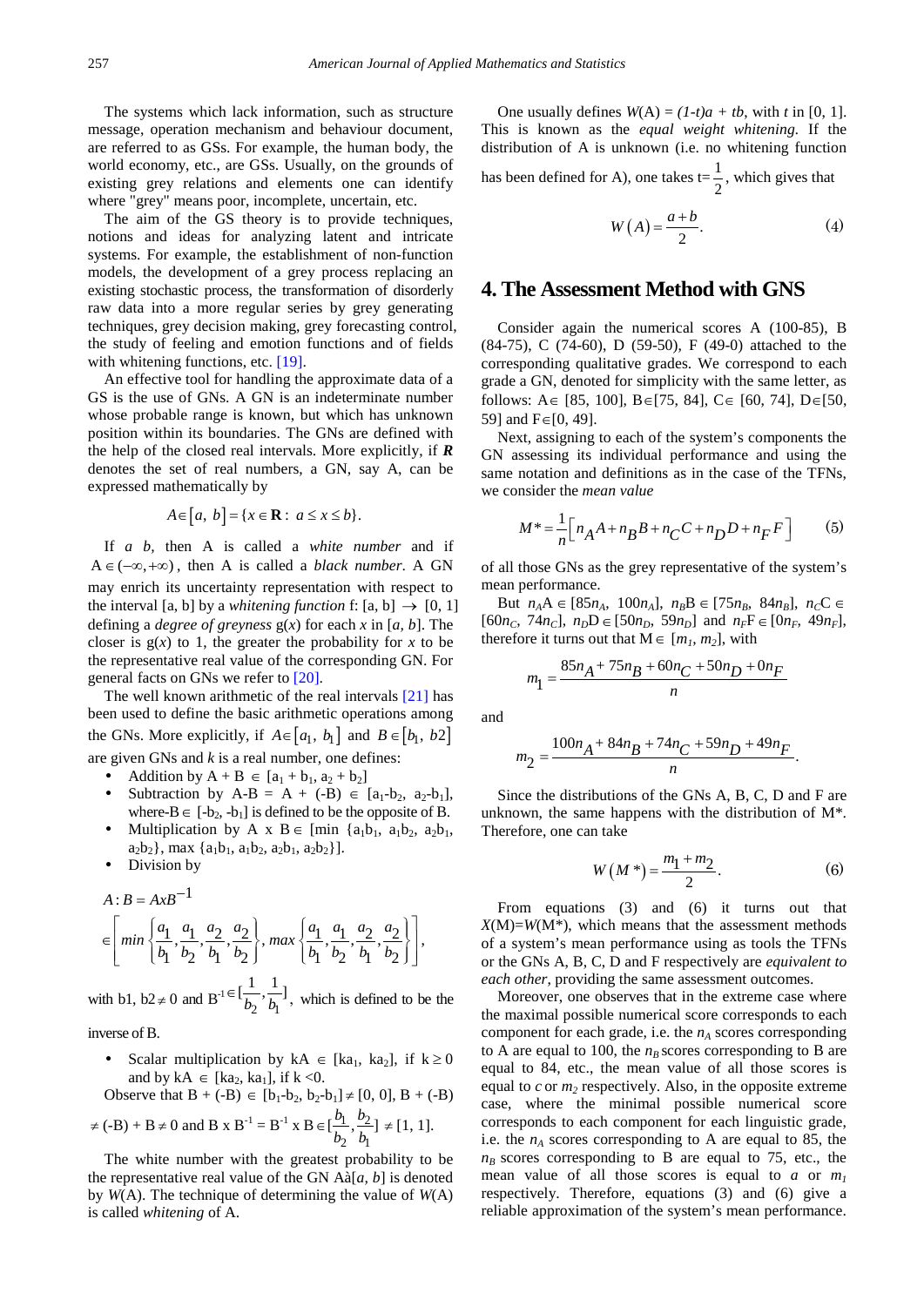The systems which lack information, such as structure message, operation mechanism and behaviour document, are referred to as GSs. For example, the human body, the world economy, etc., are GSs. Usually, on the grounds of existing grey relations and elements one can identify where "grey" means poor, incomplete, uncertain, etc.

The aim of the GS theory is to provide techniques, notions and ideas for analyzing latent and intricate systems. For example, the establishment of non-function models, the development of a grey process replacing an existing stochastic process, the transformation of disorderly raw data into a more regular series by grey generating techniques, grey decision making, grey forecasting control, the study of feeling and emotion functions and of fields with whitening functions, etc. [19].

An effective tool for handling the approximate data of a GS is the use of GNs. A GN is an indeterminate number whose probable range is known, but which has unknown position within its boundaries. The GNs are defined with the help of the closed real intervals. More explicitly, if ***R*** denotes the set of real numbers, a GN, say A, can be expressed mathematically by

$$A \in [a,\ b] = \{x \in \mathbf{R}:\ a \le x \le b\}.$$

If *a b,* then A is called a *white number* and if $A \in (-\infty, +\infty)$, then A is called a *black number*. A GN may enrich its uncertainty representation with respect to the interval [a, b] by a *whitening function* f: [a, b] $\rightarrow$ [0, 1] defining a *degree of greyness* g(*x*) for each *x* in [*a*, *b*]. The closer is g(*x*) to 1, the greater the probability for *x* to be the representative real value of the corresponding GN. For general facts on GNs we refer to [20].

The well known arithmetic of the real intervals [21] has been used to define the basic arithmetic operations among the GNs. More explicitly, if $A \in [a_1,\ b_1]$ and $B \in [b_1,\ b2]$ are given GNs and *k* is a real number, one defines:

- Addition by A + B $\in$ $[a_1 + b_1, a_2 + b_2]$
- Subtraction by A-B = A + (-B) $\in$ $[a_1\text{-}b_2,\ a_2\text{-}b_1]$, where-B $\in$ $[-b_2, -b_1]$ is defined to be the opposite of B.
- Multiplication by A x B $\in$ [min $\{a_1b_1, a_1b_2, a_2b_1, a_2b_2\}$, max $\{a_1b_1, a_1b_2, a_2b_1, a_2b_2\}$].
- Division by

$$A : B = AxB^{-1}$$

$$\in \left[ min\left\{ \frac{a_1}{b_1}, \frac{a_1}{b_2}, \frac{a_2}{b_1}, \frac{a_2}{b_2} \right\}, max\left\{ \frac{a_1}{b_1}, \frac{a_1}{b_2}, \frac{a_2}{b_1}, \frac{a_2}{b_2} \right\} \right],$$

with b1, b2 $\neq$ 0 and $B^{-1} \in [\frac{1}{b_2}, \frac{1}{b_1}]$, which is defined to be the inverse of B.

- Scalar multiplication by kA $\in$ $[ka_1, ka_2]$, if k $\geq$ 0 and by kA $\in$ $[ka_2, ka_1]$, if k <0.

Observe that B + (-B) $\in$ $[b_1\text{-}b_2, b_2\text{-}b_1] \neq [0, 0]$, B + (-B) $\neq$ (-B) + B $\neq$ 0 and B x $B^{-1}$ = $B^{-1}$ x B $\in [\frac{b_1}{b_2}, \frac{b_2}{b_1}] \neq [1, 1]$.

The white number with the greatest probability to be the representative real value of the GN Aà[*a*, *b*] is denoted by *W*(A). The technique of determining the value of *W*(A) is called *whitening* of A.

One usually defines *W*(A) = *(1-t)a + tb*, with *t* in [0, 1]. This is known as the *equal weight whitening.* If the distribution of A is unknown (i.e. no whitening function has been defined for A), one takes $t=\frac{1}{2}$, which gives that

$$W(A) = \frac{a+b}{2}. \tag{4}$$

## 4. The Assessment Method with GNS

Consider again the numerical scores A (100-85), B (84-75), C (74-60), D (59-50), F (49-0) attached to the corresponding qualitative grades. We correspond to each grade a GN, denoted for simplicity with the same letter, as follows: A$\in$ [85, 100], B$\in$[75, 84], C$\in$ [60, 74], D$\in$[50, 59] and F$\in$[0, 49].

Next, assigning to each of the system's components the GN assessing its individual performance and using the same notation and definitions as in the case of the TFNs, we consider the *mean value*

$$M^* = \frac{1}{n}\left[ n_A A + n_B B + n_C C + n_D D + n_F F \right] \tag{5}$$

of all those GNs as the grey representative of the system's mean performance.

But $n_A A \in [85n_A,\ 100n_A]$, $n_B B \in [75n_B,\ 84n_B]$, $n_C C \in [60n_C,\ 74n_C]$, $n_D D \in [50n_D,\ 59n_D]$ and $n_F F \in [0n_F,\ 49n_F]$, therefore it turns out that M $\in$ $[m_1, m_2]$, with

$$m_1 = \frac{85n_A + 75n_B + 60n_C + 50n_D + 0n_F}{n}$$

and

$$m_2 = \frac{100n_A + 84n_B + 74n_C + 59n_D + 49n_F}{n}.$$

Since the distributions of the GNs A, B, C, D and F are unknown, the same happens with the distribution of M*. Therefore, one can take

$$W(M^*) = \frac{m_1 + m_2}{2}. \tag{6}$$

From equations (3) and (6) it turns out that *X*(M)=*W*(M*), which means that the assessment methods of a system's mean performance using as tools the TFNs or the GNs A, B, C, D and F respectively are *equivalent to each other*, providing the same assessment outcomes.

Moreover, one observes that in the extreme case where the maximal possible numerical score corresponds to each component for each grade, i.e. the $n_A$ scores corresponding to A are equal to 100, the $n_B$ scores corresponding to B are equal to 84, etc., the mean value of all those scores is equal to *c* or $m_2$ respectively. Also, in the opposite extreme case, where the minimal possible numerical score corresponds to each component for each linguistic grade, i.e. the $n_A$ scores corresponding to A are equal to 85, the $n_B$ scores corresponding to B are equal to 75, etc., the mean value of all those scores is equal to *a* or $m_1$ respectively. Therefore, equations (3) and (6) give a reliable approximation of the system's mean performance.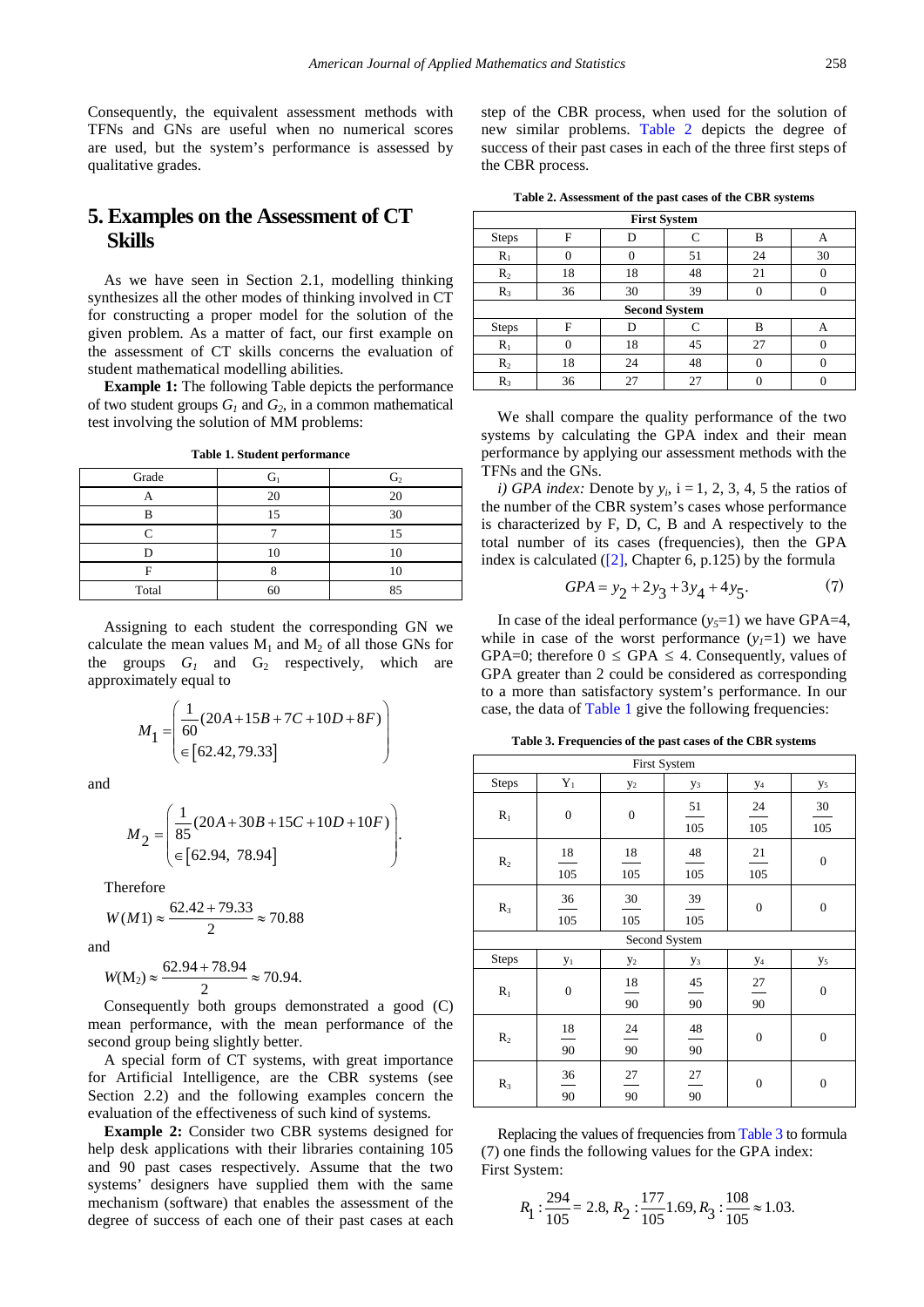Consequently, the equivalent assessment methods with TFNs and GNs are useful when no numerical scores are used, but the system's performance is assessed by qualitative grades.

## 5. Examples on the Assessment of CT Skills

As we have seen in Section 2.1, modelling thinking synthesizes all the other modes of thinking involved in CT for constructing a proper model for the solution of the given problem. As a matter of fact, our first example on the assessment of CT skills concerns the evaluation of student mathematical modelling abilities.

**Example 1:** The following Table depicts the performance of two student groups $G_1$ and $G_2$, in a common mathematical test involving the solution of MM problems:

**Table 1. Student performance**

| Grade | $G_1$ | $G_2$ |
|---|---|---|
| A | 20 | 20 |
| B | 15 | 30 |
| C | 7 | 15 |
| D | 10 | 10 |
| F | 8 | 10 |
| Total | 60 | 85 |

Assigning to each student the corresponding GN we calculate the mean values $M_1$ and $M_2$ of all those GNs for the groups $G_1$ and $G_2$ respectively, which are approximately equal to

$$M_1 = \begin{pmatrix} \frac{1}{60}(20A+15B+7C+10D+8F) \\ \in [62.42, 79.33] \end{pmatrix}$$

and

$$M_2 = \begin{pmatrix} \frac{1}{85}(20A+30B+15C+10D+10F) \\ \in [62.94,\ 78.94] \end{pmatrix}.$$

Therefore

$$W(M1) \approx \frac{62.42+79.33}{2} \approx 70.88$$

and

$$W(\mathrm{M}_2) \approx \frac{62.94+78.94}{2} \approx 70.94.$$

Consequently both groups demonstrated a good (C) mean performance, with the mean performance of the second group being slightly better.

A special form of CT systems, with great importance for Artificial Intelligence, are the CBR systems (see Section 2.2) and the following examples concern the evaluation of the effectiveness of such kind of systems.

**Example 2:** Consider two CBR systems designed for help desk applications with their libraries containing 105 and 90 past cases respectively. Assume that the two systems' designers have supplied them with the same mechanism (software) that enables the assessment of the degree of success of each one of their past cases at each step of the CBR process, when used for the solution of new similar problems. Table 2 depicts the degree of success of their past cases in each of the three first steps of the CBR process.

**Table 2. Assessment of the past cases of the CBR systems**

| **First System** | | | | | |
|---|---|---|---|---|---|
| Steps | F | D | C | B | A |
| $R_1$ | 0 | 0 | 51 | 24 | 30 |
| $R_2$ | 18 | 18 | 48 | 21 | 0 |
| $R_3$ | 36 | 30 | 39 | 0 | 0 |
| **Second System** | | | | | |
| Steps | F | D | C | B | A |
| $R_1$ | 0 | 18 | 45 | 27 | 0 |
| $R_2$ | 18 | 24 | 48 | 0 | 0 |
| $R_3$ | 36 | 27 | 27 | 0 | 0 |

We shall compare the quality performance of the two systems by calculating the GPA index and their mean performance by applying our assessment methods with the TFNs and the GNs.

*i) GPA index:* Denote by $y_i$, i = 1, 2, 3, 4, 5 the ratios of the number of the CBR system's cases whose performance is characterized by F, D, C, B and A respectively to the total number of its cases (frequencies), then the GPA index is calculated ([2], Chapter 6, p.125) by the formula

$$GPA = y_2 + 2y_3 + 3y_4 + 4y_5. \tag{7}$$

In case of the ideal performance ($y_5$=1) we have GPA=4, while in case of the worst performance ($y_1$=1) we have GPA=0; therefore 0 ≤ GPA ≤ 4. Consequently, values of GPA greater than 2 could be considered as corresponding to a more than satisfactory system's performance. In our case, the data of Table 1 give the following frequencies:

**Table 3. Frequencies of the past cases of the CBR systems**

| First System | | | | | |
|---|---|---|---|---|---|
| Steps | $Y_1$ | $y_2$ | $y_3$ | $y_4$ | $y_5$ |
| $R_1$ | 0 | 0 | $\frac{51}{105}$ | $\frac{24}{105}$ | $\frac{30}{105}$ |
| $R_2$ | $\frac{18}{105}$ | $\frac{18}{105}$ | $\frac{48}{105}$ | $\frac{21}{105}$ | 0 |
| $R_3$ | $\frac{36}{105}$ | $\frac{30}{105}$ | $\frac{39}{105}$ | 0 | 0 |
| Second System | | | | | |
| Steps | $y_1$ | $y_2$ | $y_3$ | $y_4$ | $y_5$ |
| $R_1$ | 0 | $\frac{18}{90}$ | $\frac{45}{90}$ | $\frac{27}{90}$ | 0 |
| $R_2$ | $\frac{18}{90}$ | $\frac{24}{90}$ | $\frac{48}{90}$ | 0 | 0 |
| $R_3$ | $\frac{36}{90}$ | $\frac{27}{90}$ | $\frac{27}{90}$ | 0 | 0 |

Replacing the values of frequencies from Table 3 to formula (7) one finds the following values for the GPA index:
First System:

$$R_1 : \frac{294}{105} = 2.8,\ R_2 : \frac{177}{105} 1.69,\ R_3 : \frac{108}{105} \approx 1.03.$$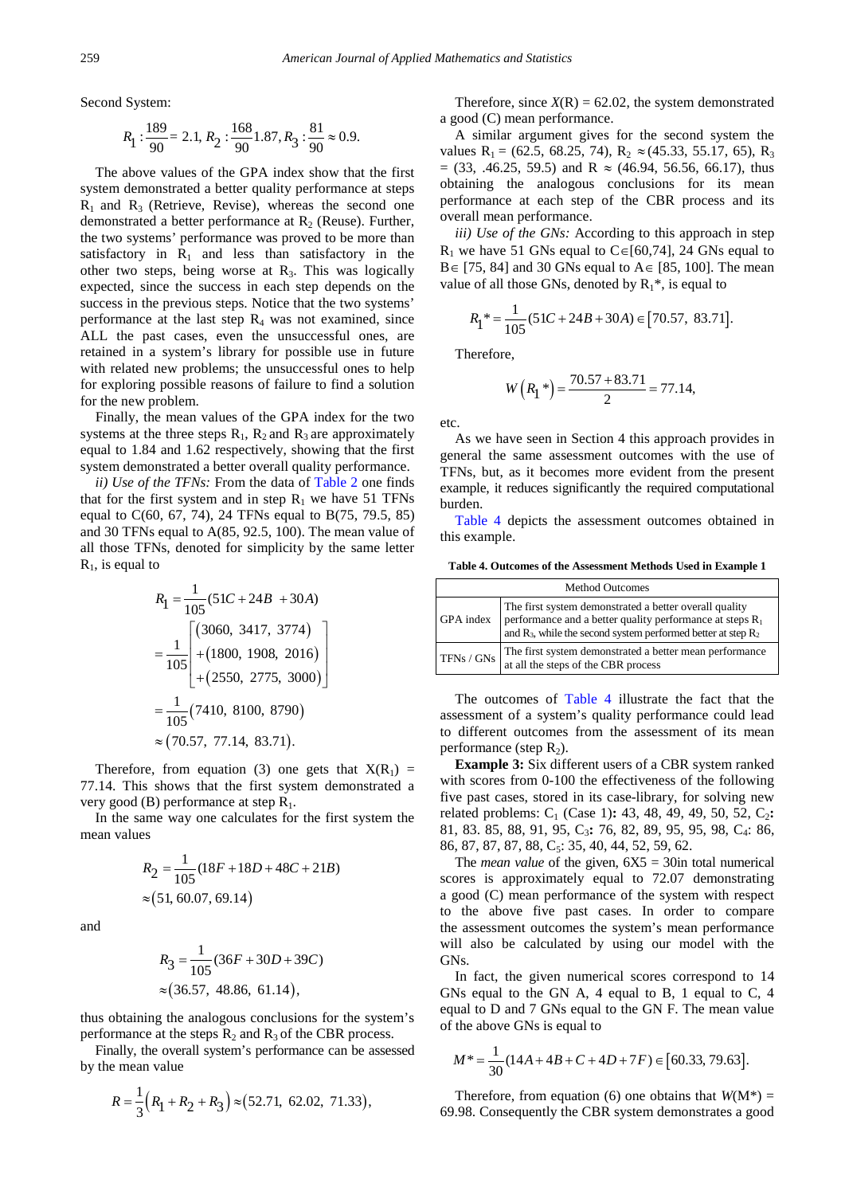Second System:

$$R_1 : \frac{189}{90} = 2.1,\ R_2 : \frac{168}{90} 1.87, R_3 : \frac{81}{90} \approx 0.9.$$

The above values of the GPA index show that the first system demonstrated a better quality performance at steps $R_1$ and $R_3$ (Retrieve, Revise), whereas the second one demonstrated a better performance at $R_2$ (Reuse). Further, the two systems' performance was proved to be more than satisfactory in $R_1$ and less than satisfactory in the other two steps, being worse at $R_3$. This was logically expected, since the success in each step depends on the success in the previous steps. Notice that the two systems' performance at the last step $R_4$ was not examined, since ALL the past cases, even the unsuccessful ones, are retained in a system's library for possible use in future with related new problems; the unsuccessful ones to help for exploring possible reasons of failure to find a solution for the new problem.

Finally, the mean values of the GPA index for the two systems at the three steps $R_1$, $R_2$ and $R_3$ are approximately equal to 1.84 and 1.62 respectively, showing that the first system demonstrated a better overall quality performance.

*ii) Use of the TFNs:* From the data of Table 2 one finds that for the first system and in step $R_1$ we have 51 TFNs equal to C(60, 67, 74), 24 TFNs equal to B(75, 79.5, 85) and 30 TFNs equal to A(85, 92.5, 100). The mean value of all those TFNs, denoted for simplicity by the same letter $R_1$, is equal to

$$\begin{aligned} R_1 &= \frac{1}{105}(51C + 24B + 30A) \\ &= \frac{1}{105}\begin{bmatrix} (3060,\ 3417,\ 3774) \\ +(1800,\ 1908,\ 2016) \\ +(2550,\ 2775,\ 3000) \end{bmatrix} \\ &= \frac{1}{105}(7410,\ 8100,\ 8790) \\ &\approx (70.57,\ 77.14,\ 83.71). \end{aligned}$$

Therefore, from equation (3) one gets that $X(R_1) = 77.14$. This shows that the first system demonstrated a very good (B) performance at step $R_1$.

In the same way one calculates for the first system the mean values

$$R_2 = \frac{1}{105}(18F + 18D + 48C + 21B) \approx (51, 60.07, 69.14)$$

and

$$R_3 = \frac{1}{105}(36F + 30D + 39C) \approx (36.57,\ 48.86,\ 61.14),$$

thus obtaining the analogous conclusions for the system's performance at the steps $R_2$ and $R_3$ of the CBR process.

Finally, the overall system's performance can be assessed by the mean value

$$R = \frac{1}{3}(R_1 + R_2 + R_3) \approx (52.71,\ 62.02,\ 71.33),$$

Therefore, since $X(R) = 62.02$, the system demonstrated a good (C) mean performance.

A similar argument gives for the second system the values $R_1 = (62.5, 68.25, 74)$, $R_2 \approx (45.33, 55.17, 65)$, $R_3 = (33, .46.25, 59.5)$ and $R \approx (46.94, 56.56, 66.17)$, thus obtaining the analogous conclusions for its mean performance at each step of the CBR process and its overall mean performance.

*iii) Use of the GNs:* According to this approach in step $R_1$ we have 51 GNs equal to $C \in [60,74]$, 24 GNs equal to $B \in [75, 84]$ and 30 GNs equal to $A \in [85, 100]$. The mean value of all those GNs, denoted by $R_1$*, is equal to

$$R_1{*} = \frac{1}{105}(51C + 24B + 30A) \in [70.57,\ 83.71].$$

Therefore,

$$W(R_1{*}) = \frac{70.57 + 83.71}{2} = 77.14,$$

etc.

As we have seen in Section 4 this approach provides in general the same assessment outcomes with the use of TFNs, but, as it becomes more evident from the present example, it reduces significantly the required computational burden.

Table 4 depicts the assessment outcomes obtained in this example.

**Table 4. Outcomes of the Assessment Methods Used in Example 1**

| Method | Outcomes |
|---|---|
| GPA index | The first system demonstrated a better overall quality performance and a better quality performance at steps $R_1$ and $R_3$, while the second system performed better at step $R_2$ |
| TFNs / GNs | The first system demonstrated a better mean performance at all the steps of the CBR process |

The outcomes of Table 4 illustrate the fact that the assessment of a system's quality performance could lead to different outcomes from the assessment of its mean performance (step $R_2$).

**Example 3:** Six different users of a CBR system ranked with scores from 0-100 the effectiveness of the following five past cases, stored in its case-library, for solving new related problems: $C_1$ (Case 1)**:** 43, 48, 49, 49, 50, 52, $C_2$**:** 81, 83. 85, 88, 91, 95, $C_3$**:** 76, 82, 89, 95, 95, 98, $C_4$: 86, 86, 87, 87, 87, 88, $C_5$: 35, 40, 44, 52, 59, 62.

The *mean value* of the given, 6X5 = 30in total numerical scores is approximately equal to 72.07 demonstrating a good (C) mean performance of the system with respect to the above five past cases. In order to compare the assessment outcomes the system's mean performance will also be calculated by using our model with the GNs.

In fact, the given numerical scores correspond to 14 GNs equal to the GN A, 4 equal to B, 1 equal to C, 4 equal to D and 7 GNs equal to the GN F. The mean value of the above GNs is equal to

$$M{*} = \frac{1}{30}(14A + 4B + C + 4D + 7F) \in [60.33, 79.63].$$

Therefore, from equation (6) one obtains that $W(M*) = 69.98$. Consequently the CBR system demonstrates a good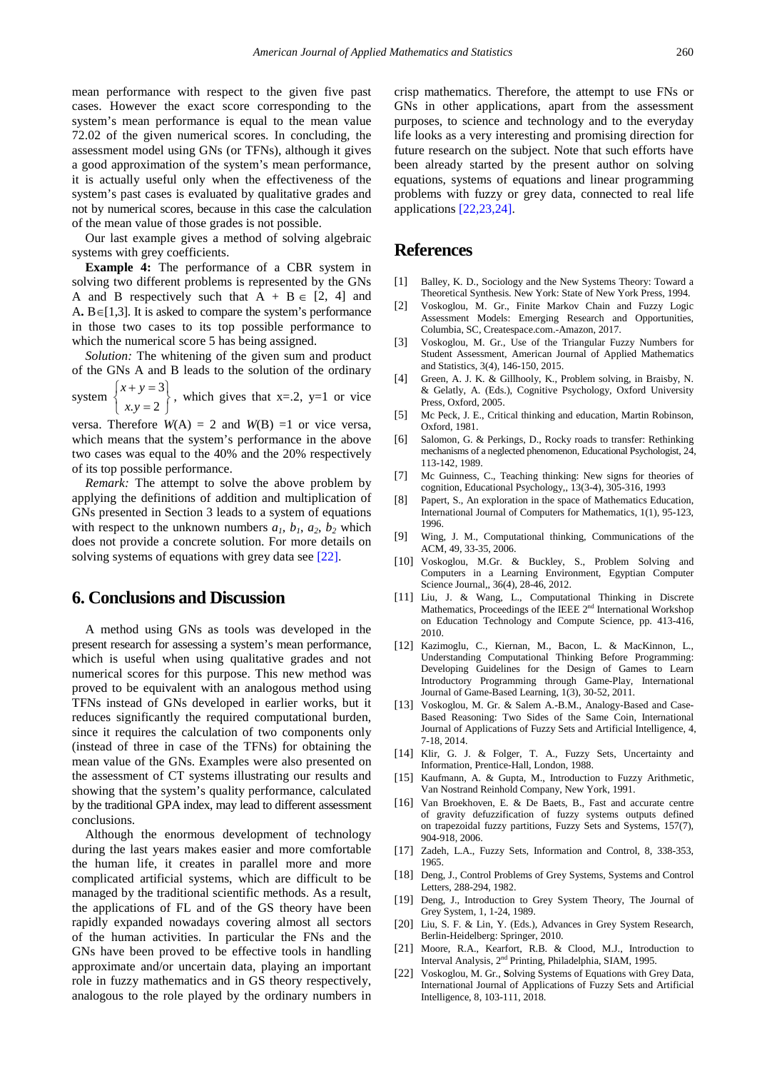mean performance with respect to the given five past cases. However the exact score corresponding to the system's mean performance is equal to the mean value 72.02 of the given numerical scores. In concluding, the assessment model using GNs (or TFNs), although it gives a good approximation of the system's mean performance, it is actually useful only when the effectiveness of the system's past cases is evaluated by qualitative grades and not by numerical scores, because in this case the calculation of the mean value of those grades is not possible.

Our last example gives a method of solving algebraic systems with grey coefficients.

**Example 4:** The performance of a CBR system in solving two different problems is represented by the GNs A and B respectively such that $A + B \in [2, 4]$ and $A.\, B \in [1,3]$. It is asked to compare the system's performance in those two cases to its top possible performance to which the numerical score 5 has being assigned.

*Solution:* The whitening of the given sum and product of the GNs A and B leads to the solution of the ordinary system $\begin{Bmatrix} x+y=3 \\ x.y=2 \end{Bmatrix}$, which gives that x=.2, y=1 or vice versa. Therefore $W(A) = 2$ and $W(B) = 1$ or vice versa, which means that the system's performance in the above two cases was equal to the 40% and the 20% respectively of its top possible performance.

*Remark:* The attempt to solve the above problem by applying the definitions of addition and multiplication of GNs presented in Section 3 leads to a system of equations with respect to the unknown numbers $a_1$, $b_1$, $a_2$, $b_2$ which does not provide a concrete solution. For more details on solving systems of equations with grey data see [22].

## 6. Conclusions and Discussion

A method using GNs as tools was developed in the present research for assessing a system's mean performance, which is useful when using qualitative grades and not numerical scores for this purpose. This new method was proved to be equivalent with an analogous method using TFNs instead of GNs developed in earlier works, but it reduces significantly the required computational burden, since it requires the calculation of two components only (instead of three in case of the TFNs) for obtaining the mean value of the GNs. Examples were also presented on the assessment of CT systems illustrating our results and showing that the system's quality performance, calculated by the traditional GPA index, may lead to different assessment conclusions.

Although the enormous development of technology during the last years makes easier and more comfortable the human life, it creates in parallel more and more complicated artificial systems, which are difficult to be managed by the traditional scientific methods. As a result, the applications of FL and of the GS theory have been rapidly expanded nowadays covering almost all sectors of the human activities. In particular the FNs and the GNs have been proved to be effective tools in handling approximate and/or uncertain data, playing an important role in fuzzy mathematics and in GS theory respectively, analogous to the role played by the ordinary numbers in crisp mathematics. Therefore, the attempt to use FNs or GNs in other applications, apart from the assessment purposes, to science and technology and to the everyday life looks as a very interesting and promising direction for future research on the subject. Note that such efforts have been already started by the present author on solving equations, systems of equations and linear programming problems with fuzzy or grey data, connected to real life applications [22,23,24].

## References

[1] Balley, K. D., Sociology and the New Systems Theory: Toward a Theoretical Synthesis. New York: State of New York Press, 1994.

[2] Voskoglou, M. Gr., Finite Markov Chain and Fuzzy Logic Assessment Models: Emerging Research and Opportunities, Columbia, SC, Createspace.com.-Amazon, 2017.

[3] Voskoglou, M. Gr., Use of the Triangular Fuzzy Numbers for Student Assessment, American Journal of Applied Mathematics and Statistics, 3(4), 146-150, 2015.

[4] Green, A. J. K. & Gillhooly, K., Problem solving, in Braisby, N. & Gelatly, A. (Eds.), Cognitive Psychology, Oxford University Press, Oxford, 2005.

[5] Mc Peck, J. E., Critical thinking and education, Martin Robinson, Oxford, 1981.

[6] Salomon, G. & Perkings, D., Rocky roads to transfer: Rethinking mechanisms of a neglected phenomenon, Educational Psychologist, 24, 113-142, 1989.

[7] Mc Guinness, C., Teaching thinking: New signs for theories of cognition, Educational Psychology,, 13(3-4), 305-316, 1993

[8] Papert, S., An exploration in the space of Mathematics Education, International Journal of Computers for Mathematics, 1(1), 95-123, 1996.

[9] Wing, J. M., Computational thinking, Communications of the ACM, 49, 33-35, 2006.

[10] Voskoglou, M.Gr. & Buckley, S., Problem Solving and Computers in a Learning Environment, Egyptian Computer Science Journal,, 36(4), 28-46, 2012.

[11] Liu, J. & Wang, L., Computational Thinking in Discrete Mathematics, Proceedings of the IEEE 2nd International Workshop on Education Technology and Compute Science, pp. 413-416, 2010.

[12] Kazimoglu, C., Kiernan, M., Bacon, L. & MacKinnon, L., Understanding Computational Thinking Before Programming: Developing Guidelines for the Design of Games to Learn Introductory Programming through Game-Play, International Journal of Game-Based Learning, 1(3), 30-52, 2011.

[13] Voskoglou, M. Gr. & Salem A.-B.M., Analogy-Based and Case-Based Reasoning: Two Sides of the Same Coin, International Journal of Applications of Fuzzy Sets and Artificial Intelligence, 4, 7-18, 2014.

[14] Klir, G. J. & Folger, T. A., Fuzzy Sets, Uncertainty and Information, Prentice-Hall, London, 1988.

[15] Kaufmann, A. & Gupta, M., Introduction to Fuzzy Arithmetic, Van Nostrand Reinhold Company, New York, 1991.

[16] Van Broekhoven, E. & De Baets, B., Fast and accurate centre of gravity defuzzification of fuzzy systems outputs defined on trapezoidal fuzzy partitions, Fuzzy Sets and Systems, 157(7), 904-918, 2006.

[17] Zadeh, L.A., Fuzzy Sets, Information and Control, 8, 338-353, 1965.

[18] Deng, J., Control Problems of Grey Systems, Systems and Control Letters, 288-294, 1982.

[19] Deng, J., Introduction to Grey System Theory, The Journal of Grey System, 1, 1-24, 1989.

[20] Liu, S. F. & Lin, Y. (Eds.), Advances in Grey System Research, Berlin-Heidelberg: Springer, 2010.

[21] Moore, R.A., Kearfort, R.B. & Clood, M.J., Introduction to Interval Analysis, 2nd Printing, Philadelphia, SIAM, 1995.

[22] Voskoglou, M. Gr., Solving Systems of Equations with Grey Data, International Journal of Applications of Fuzzy Sets and Artificial Intelligence, 8, 103-111, 2018.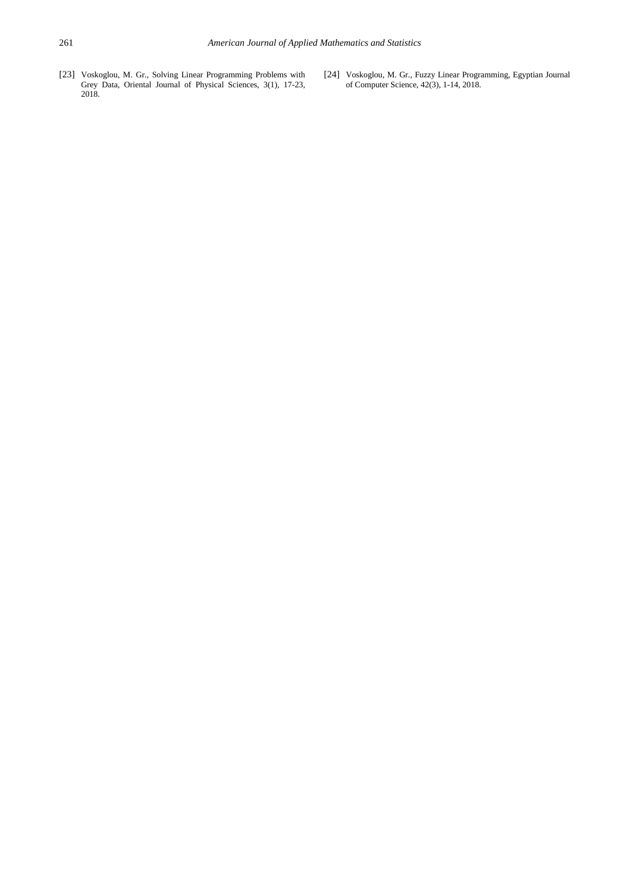[23] Voskoglou, M. Gr., Solving Linear Programming Problems with Grey Data, Oriental Journal of Physical Sciences, 3(1), 17-23, 2018.

[24] Voskoglou, M. Gr., Fuzzy Linear Programming, Egyptian Journal of Computer Science, 42(3), 1-14, 2018.